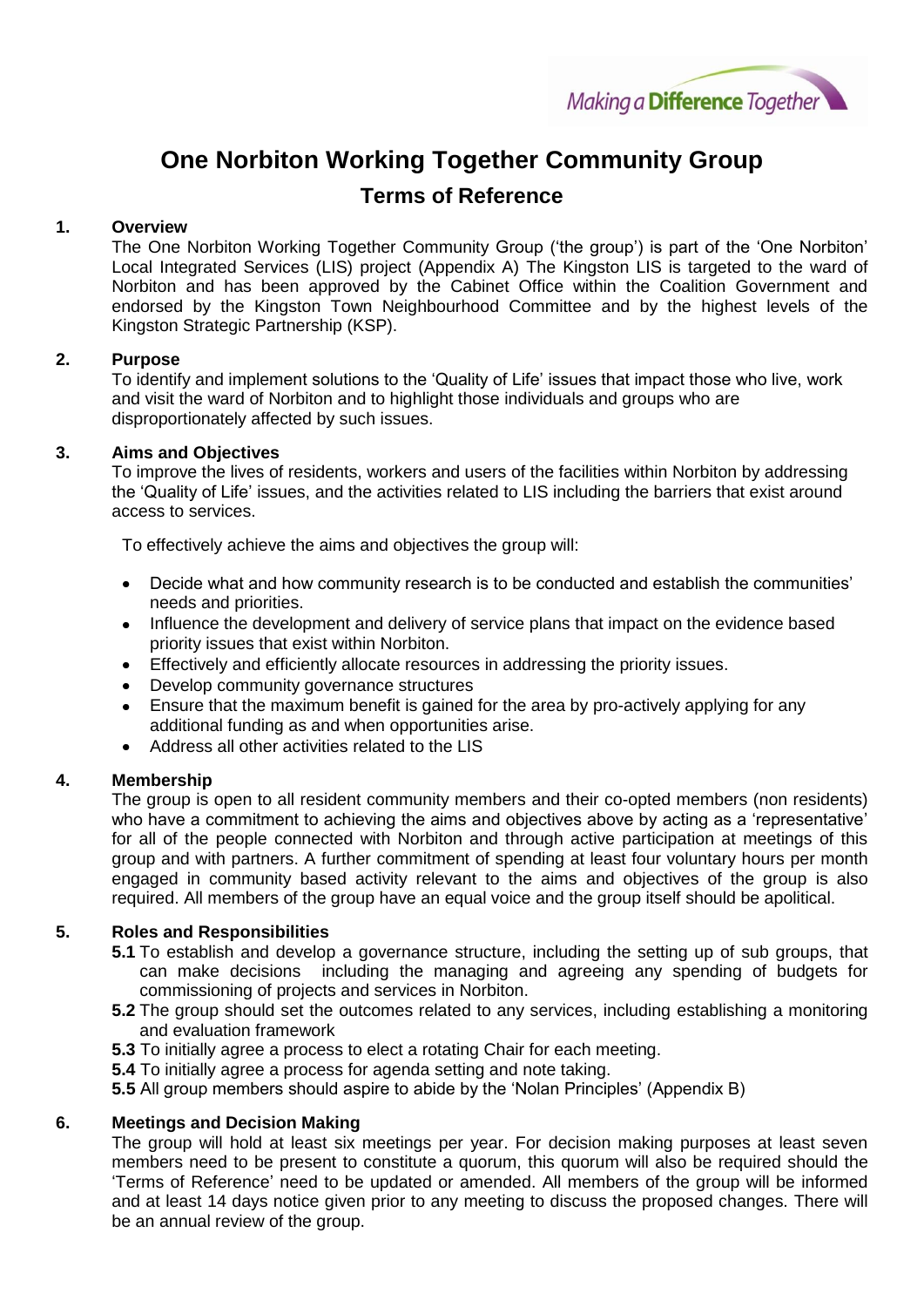Making a Difference Together

# One Norbiton Working Together Community Group

## Terms of Reference

### 1. Overview

The One Norbiton Working Together Community Group ('the group') is part of the 'One Norbiton' Local Integrated Services (LIS) project (Appendix A) The Kingston LIS is targeted to the ward of Norbiton and has been approved by the Cabinet Office within the Coalition Government and endorsed by the Kingston Town Neighbourhood Committee and by the highest levels of the Kingston Strategic Partnership (KSP).

### 2. Purpose

To identify and implement solutions to the 'Quality of Life' issues that impact those who live, work and visit the ward of Norbiton and to highlight those individuals and groups who are disproportionately affected by such issues.

### 3. Aims and Objectives

To improve the lives of residents, workers and users of the facilities within Norbiton by addressing the 'Quality of Life' issues, and the activities related to LIS including the barriers that exist around access to services.

To effectively achieve the aims and objectives the group will:

- Decide what and how community research is to be conducted and establish the communities' needs and priorities.
- Influence the development and delivery of service plans that impact on the evidence based priority issues that exist within Norbiton.
- Effectively and efficiently allocate resources in addressing the priority issues.
- Develop community governance structures
- Ensure that the maximum benefit is gained for the area by pro-actively applying for any additional funding as and when opportunities arise.
- Address all other activities related to the LIS

### 4. Membership

The group is open to all resident community members and their co-opted members (non residents) who have a commitment to achieving the aims and objectives above by acting as a 'representative' for all of the people connected with Norbiton and through active participation at meetings of this group and with partners. A further commitment of spending at least four voluntary hours per month engaged in community based activity relevant to the aims and objectives of the group is also required. All members of the group have an equal voice and the group itself should be apolitical.

### 5. Roles and Responsibilities

**5.1** To establish and develop a governance structure, including the setting up of sub groups, that can make decisions including the managing and agreeing any spending of budgets for commissioning of projects and services in Norbiton.

**5.2** The group should set the outcomes related to any services, including establishing a monitoring and evaluation framework

**5.3** To initially agree a process to elect a rotating Chair for each meeting.

**5.4** To initially agree a process for agenda setting and note taking.

**5.5** All group members should aspire to abide by the 'Nolan Principles' (Appendix B)

### 6. Meetings and Decision Making

The group will hold at least six meetings per year. For decision making purposes at least seven members need to be present to constitute a quorum, this quorum will also be required should the 'Terms of Reference' need to be updated or amended. All members of the group will be informed and at least 14 days notice given prior to any meeting to discuss the proposed changes. There will be an annual review of the group.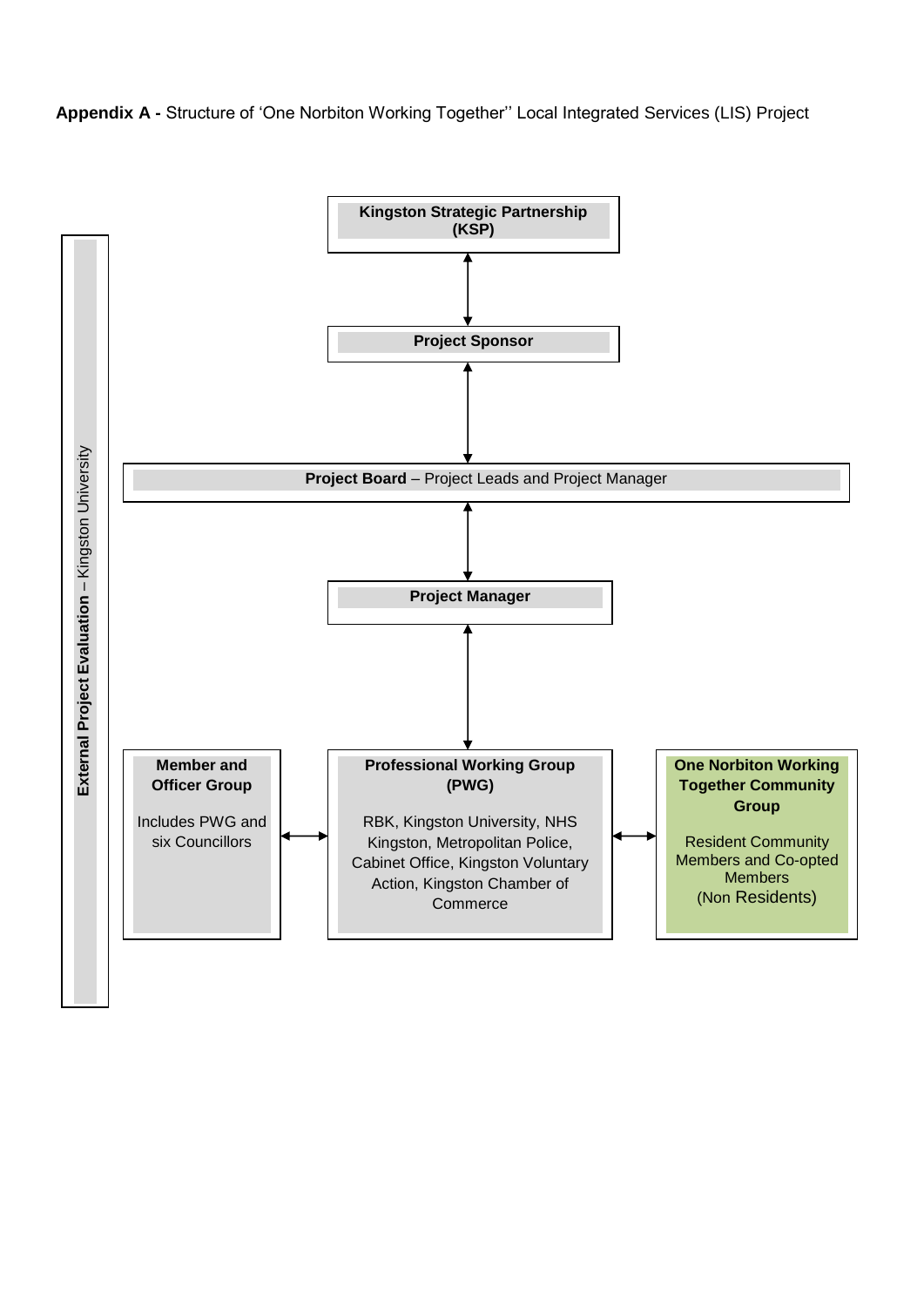**Appendix A -** Structure of ‘One Norbiton Working Together’’ Local Integrated Services (LIS) Project

**Kingston Strategic Partnership (KSP)**

↕

**Project Sponsor**

↕

**Project Board** – Project Leads and Project Manager

↕

**Project Manager**

↕

**Professional Working Group (PWG)**

RBK, Kingston University, NHS Kingston, Metropolitan Police, Cabinet Office, Kingston Voluntary Action, Kingston Chamber of Commerce

↔ **Member and Officer Group**

Includes PWG and six Councillors

↔ **One Norbiton Working Together Community Group**

Resident Community Members and Co-opted Members (Non Residents)

**External Project Evaluation** – Kingston University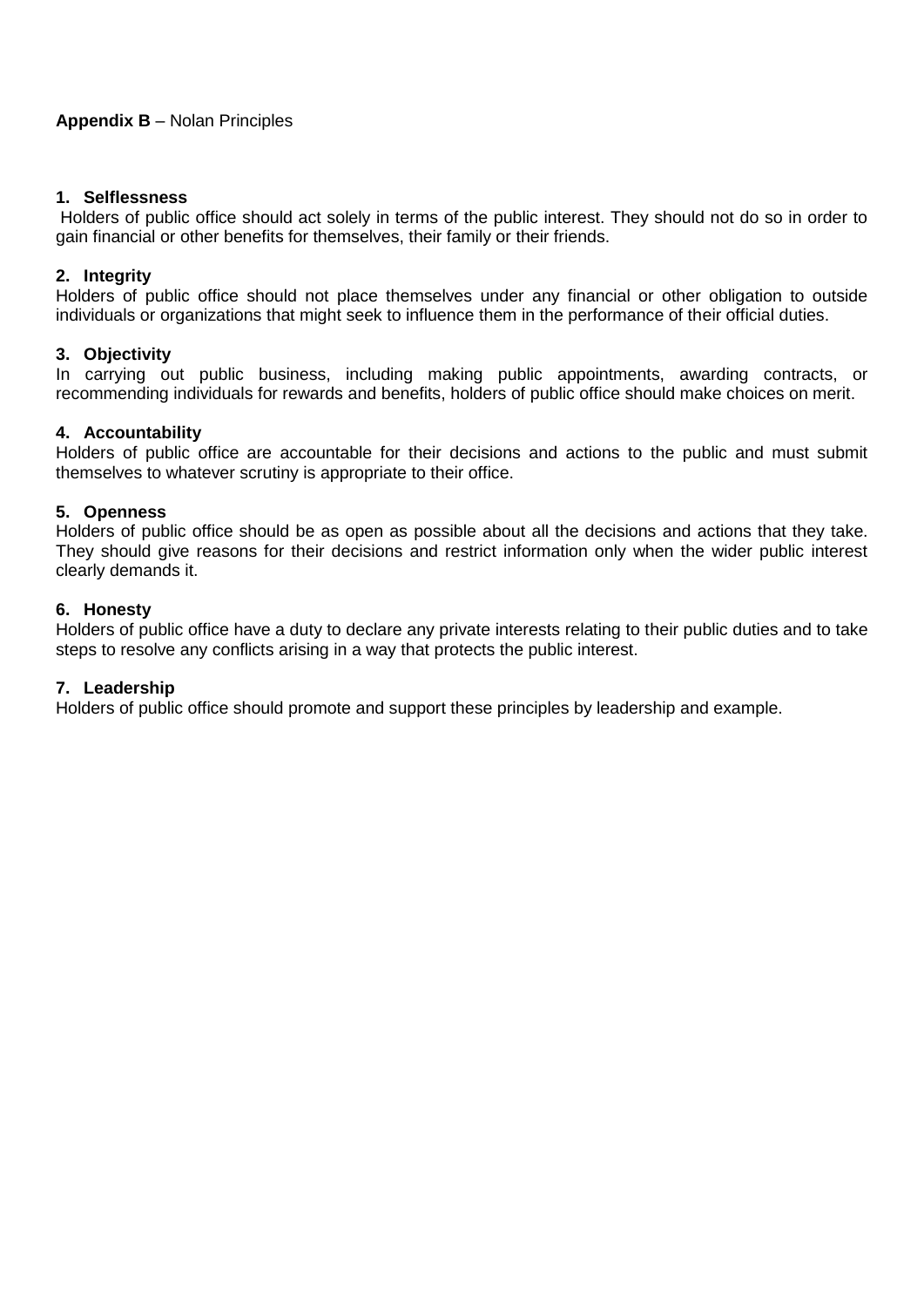**Appendix B** – Nolan Principles

**1. Selflessness**

Holders of public office should act solely in terms of the public interest. They should not do so in order to gain financial or other benefits for themselves, their family or their friends.

**2. Integrity**

Holders of public office should not place themselves under any financial or other obligation to outside individuals or organizations that might seek to influence them in the performance of their official duties.

**3. Objectivity**

In carrying out public business, including making public appointments, awarding contracts, or recommending individuals for rewards and benefits, holders of public office should make choices on merit.

**4. Accountability**

Holders of public office are accountable for their decisions and actions to the public and must submit themselves to whatever scrutiny is appropriate to their office.

**5. Openness**

Holders of public office should be as open as possible about all the decisions and actions that they take. They should give reasons for their decisions and restrict information only when the wider public interest clearly demands it.

**6. Honesty**

Holders of public office have a duty to declare any private interests relating to their public duties and to take steps to resolve any conflicts arising in a way that protects the public interest.

**7. Leadership**

Holders of public office should promote and support these principles by leadership and example.